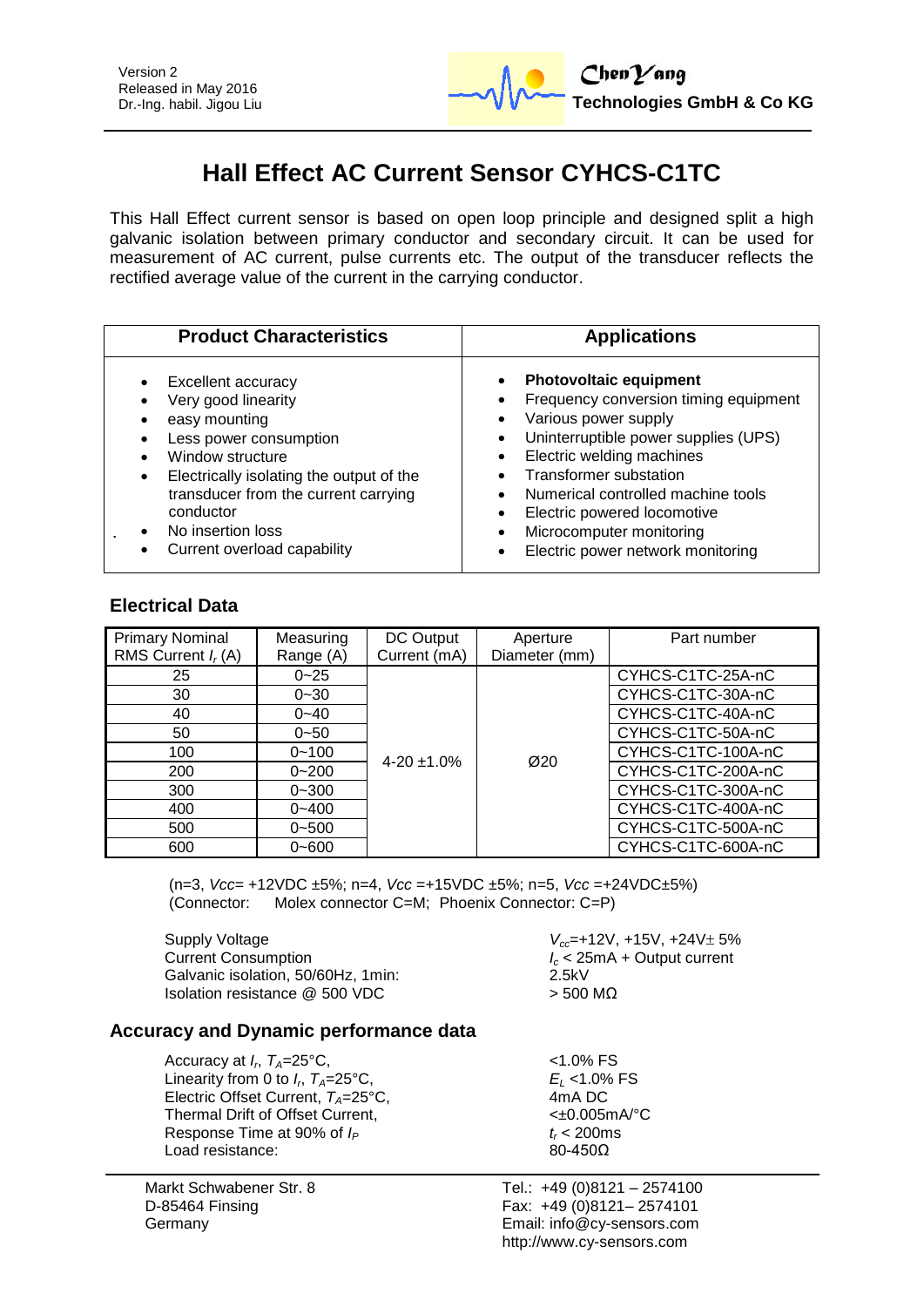Version 2
Released in May 2016
Dr.-Ing. habil. Jigou Liu

ChenYang
**Technologies GmbH & Co KG**

# Hall Effect AC Current Sensor CYHCS-C1TC

This Hall Effect current sensor is based on open loop principle and designed split a high galvanic isolation between primary conductor and secondary circuit. It can be used for measurement of AC current, pulse currents etc. The output of the transducer reflects the rectified average value of the current in the carrying conductor.

| Product Characteristics | Applications |
|---|---|
| • Excellent accuracy<br>• Very good linearity<br>• easy mounting<br>• Less power consumption<br>• Window structure<br>• Electrically isolating the output of the transducer from the current carrying conductor<br>• No insertion loss<br>• Current overload capability | • **Photovoltaic equipment**<br>• Frequency conversion timing equipment<br>• Various power supply<br>• Uninterruptible power supplies (UPS)<br>• Electric welding machines<br>• Transformer substation<br>• Numerical controlled machine tools<br>• Electric powered locomotive<br>• Microcomputer monitoring<br>• Electric power network monitoring |

## Electrical Data

| Primary Nominal RMS Current $I_r$ (A) | Measuring Range (A) | DC Output Current (mA) | Aperture Diameter (mm) | Part number |
|---|---|---|---|---|
| 25 | 0~25 | 4-20 ±1.0% | Ø20 | CYHCS-C1TC-25A-nC |
| 30 | 0~30 | | | CYHCS-C1TC-30A-nC |
| 40 | 0~40 | | | CYHCS-C1TC-40A-nC |
| 50 | 0~50 | | | CYHCS-C1TC-50A-nC |
| 100 | 0~100 | | | CYHCS-C1TC-100A-nC |
| 200 | 0~200 | | | CYHCS-C1TC-200A-nC |
| 300 | 0~300 | | | CYHCS-C1TC-300A-nC |
| 400 | 0~400 | | | CYHCS-C1TC-400A-nC |
| 500 | 0~500 | | | CYHCS-C1TC-500A-nC |
| 600 | 0~600 | | | CYHCS-C1TC-600A-nC |

(n=3, *Vcc*= +12VDC ±5%; n=4, *Vcc* =+15VDC ±5%; n=5, *Vcc* =+24VDC±5%)
(Connector: Molex connector C=M; Phoenix Connector: C=P)

| | |
|---|---|
| Supply Voltage | $V_{cc}$=+12V, +15V, +24V± 5% |
| Current Consumption | $I_c$ < 25mA + Output current |
| Galvanic isolation, 50/60Hz, 1min: | 2.5kV |
| Isolation resistance @ 500 VDC | > 500 MΩ |

## Accuracy and Dynamic performance data

| | |
|---|---|
| Accuracy at $I_r$, $T_A$=25°C, | <1.0% FS |
| Linearity from 0 to $I_r$, $T_A$=25°C, | $E_L$ <1.0% FS |
| Electric Offset Current, $T_A$=25°C, | 4mA DC |
| Thermal Drift of Offset Current, | <±0.005mA/°C |
| Response Time at 90% of $I_P$ | $t_r$ < 200ms |
| Load resistance: | 80-450Ω |

Markt Schwabener Str. 8
D-85464 Finsing
Germany

Tel.: +49 (0)8121 – 2574100
Fax: +49 (0)8121– 2574101
Email: info@cy-sensors.com
http://www.cy-sensors.com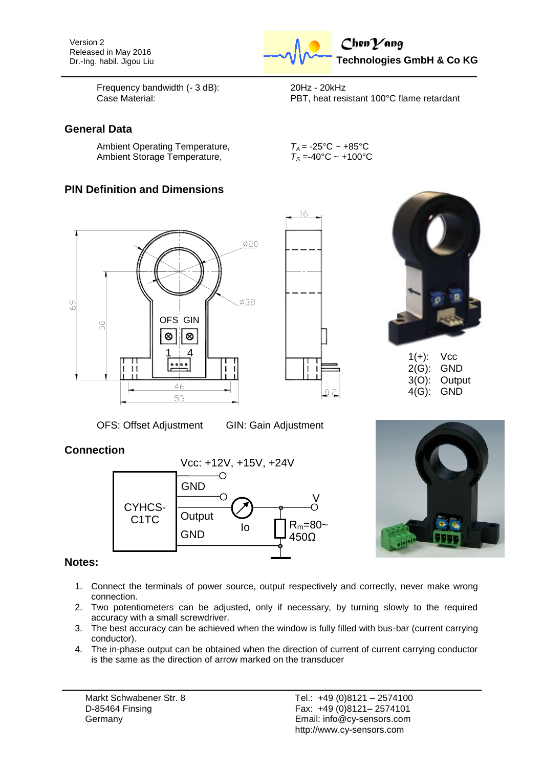Frequency bandwidth (- 3 dB): 20Hz - 20kHz
Case Material: PBT, heat resistant 100°C flame retardant

## General Data

Ambient Operating Temperature, $T_A$ = -25°C ~ +85°C
Ambient Storage Temperature, $T_S$ =-40°C ~ +100°C

## PIN Definition and Dimensions

16
Ø20
Ø38
69
50
OFS GIN
1 4
46
53
8.2

1(+): Vcc
2(G): GND
3(O): Output
4(G): GND

OFS: Offset Adjustment GIN: Gain Adjustment

## Connection

Vcc: +12V, +15V, +24V
GND
CYHCS-C1TC
Output
GND
Io
V
$R_m$=80~450Ω

## Notes:

1. Connect the terminals of power source, output respectively and correctly, never make wrong connection.
2. Two potentiometers can be adjusted, only if necessary, by turning slowly to the required accuracy with a small screwdriver.
3. The best accuracy can be achieved when the window is fully filled with bus-bar (current carrying conductor).
4. The in-phase output can be obtained when the direction of current of current carrying conductor is the same as the direction of arrow marked on the transducer

Markt Schwabener Str. 8
D-85464 Finsing
Germany

Tel.: +49 (0)8121 – 2574100
Fax: +49 (0)8121– 2574101
Email: info@cy-sensors.com
http://www.cy-sensors.com